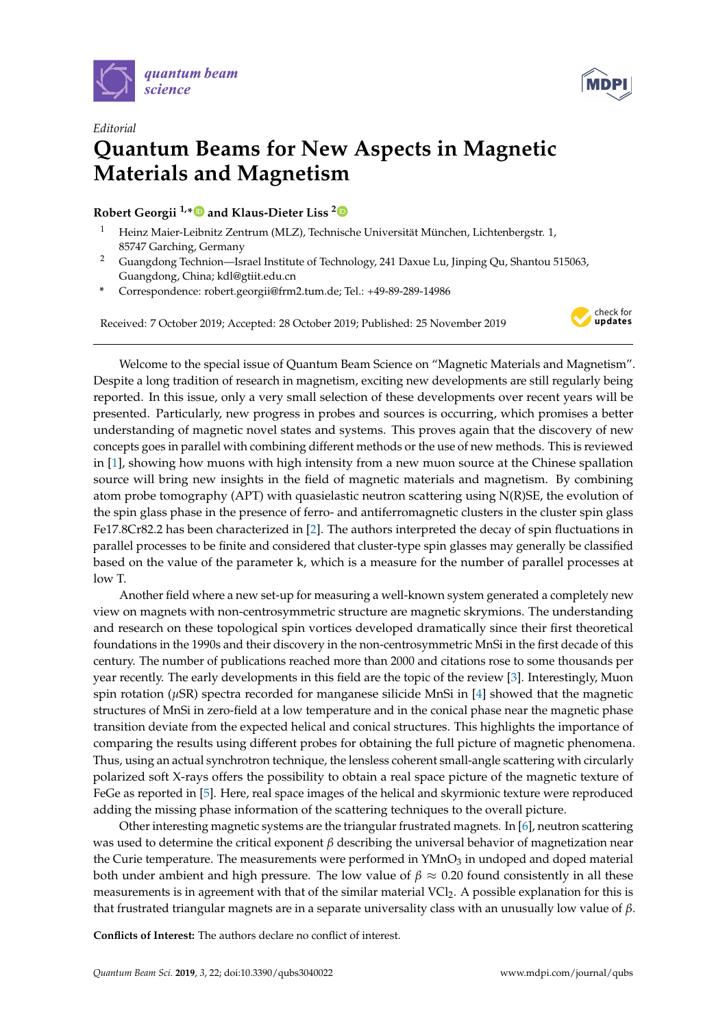*Editorial*

# Quantum Beams for New Aspects in Magnetic Materials and Magnetism

**Robert Georgii [1,*] and Klaus-Dieter Liss [2]**

1. Heinz Maier-Leibnitz Zentrum (MLZ), Technische Universität München, Lichtenbergstr. 1, 85747 Garching, Germany
2. Guangdong Technion—Israel Institute of Technology, 241 Daxue Lu, Jinping Qu, Shantou 515063, Guangdong, China; kdl@gtiit.edu.cn

\* Correspondence: robert.georgii@frm2.tum.de; Tel.: +49-89-289-14986

Received: 7 October 2019; Accepted: 28 October 2019; Published: 25 November 2019

Welcome to the special issue of Quantum Beam Science on "Magnetic Materials and Magnetism". Despite a long tradition of research in magnetism, exciting new developments are still regularly being reported. In this issue, only a very small selection of these developments over recent years will be presented. Particularly, new progress in probes and sources is occurring, which promises a better understanding of magnetic novel states and systems. This proves again that the discovery of new concepts goes in parallel with combining different methods or the use of new methods. This is reviewed in [1], showing how muons with high intensity from a new muon source at the Chinese spallation source will bring new insights in the field of magnetic materials and magnetism. By combining atom probe tomography (APT) with quasielastic neutron scattering using N(R)SE, the evolution of the spin glass phase in the presence of ferro- and antiferromagnetic clusters in the cluster spin glass Fe17.8Cr82.2 has been characterized in [2]. The authors interpreted the decay of spin fluctuations in parallel processes to be finite and considered that cluster-type spin glasses may generally be classified based on the value of the parameter k, which is a measure for the number of parallel processes at low T.

Another field where a new set-up for measuring a well-known system generated a completely new view on magnets with non-centrosymmetric structure are magnetic skyrmions. The understanding and research on these topological spin vortices developed dramatically since their first theoretical foundations in the 1990s and their discovery in the non-centrosymmetric MnSi in the first decade of this century. The number of publications reached more than 2000 and citations rose to some thousands per year recently. The early developments in this field are the topic of the review [3]. Interestingly, Muon spin rotation ($\mu$SR) spectra recorded for manganese silicide MnSi in [4] showed that the magnetic structures of MnSi in zero-field at a low temperature and in the conical phase near the magnetic phase transition deviate from the expected helical and conical structures. This highlights the importance of comparing the results using different probes for obtaining the full picture of magnetic phenomena. Thus, using an actual synchrotron technique, the lensless coherent small-angle scattering with circularly polarized soft X-rays offers the possibility to obtain a real space picture of the magnetic texture of FeGe as reported in [5]. Here, real space images of the helical and skyrmionic texture were reproduced adding the missing phase information of the scattering techniques to the overall picture.

Other interesting magnetic systems are the triangular frustrated magnets. In [6], neutron scattering was used to determine the critical exponent $\beta$ describing the universal behavior of magnetization near the Curie temperature. The measurements were performed in $YMnO_3$ in undoped and doped material both under ambient and high pressure. The low value of $\beta \approx 0.20$ found consistently in all these measurements is in agreement with that of the similar material $VCl_2$. A possible explanation for this is that frustrated triangular magnets are in a separate universality class with an unusually low value of $\beta$.

**Conflicts of Interest:** The authors declare no conflict of interest.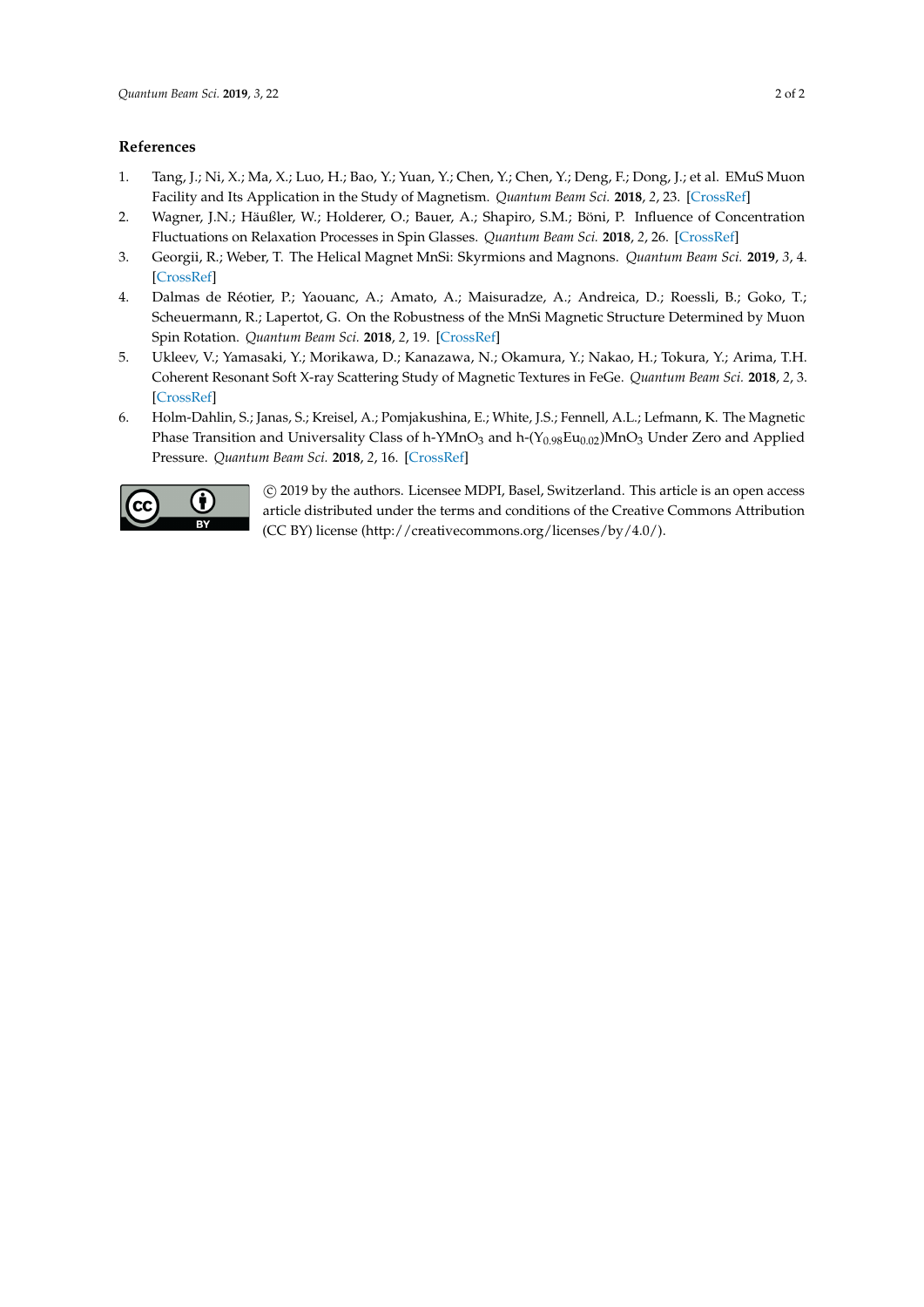## References

1. Tang, J.; Ni, X.; Ma, X.; Luo, H.; Bao, Y.; Yuan, Y.; Chen, Y.; Chen, Y.; Deng, F.; Dong, J.; et al. EMuS Muon Facility and Its Application in the Study of Magnetism. *Quantum Beam Sci.* **2018**, *2*, 23. [CrossRef]
2. Wagner, J.N.; Häußler, W.; Holderer, O.; Bauer, A.; Shapiro, S.M.; Böni, P. Influence of Concentration Fluctuations on Relaxation Processes in Spin Glasses. *Quantum Beam Sci.* **2018**, *2*, 26. [CrossRef]
3. Georgii, R.; Weber, T. The Helical Magnet MnSi: Skyrmions and Magnons. *Quantum Beam Sci.* **2019**, *3*, 4. [CrossRef]
4. Dalmas de Réotier, P.; Yaouanc, A.; Amato, A.; Maisuradze, A.; Andreica, D.; Roessli, B.; Goko, T.; Scheuermann, R.; Lapertot, G. On the Robustness of the MnSi Magnetic Structure Determined by Muon Spin Rotation. *Quantum Beam Sci.* **2018**, *2*, 19. [CrossRef]
5. Ukleev, V.; Yamasaki, Y.; Morikawa, D.; Kanazawa, N.; Okamura, Y.; Nakao, H.; Tokura, Y.; Arima, T.H. Coherent Resonant Soft X-ray Scattering Study of Magnetic Textures in FeGe. *Quantum Beam Sci.* **2018**, *2*, 3. [CrossRef]
6. Holm-Dahlin, S.; Janas, S.; Kreisel, A.; Pomjakushina, E.; White, J.S.; Fennell, A.L.; Lefmann, K. The Magnetic Phase Transition and Universality Class of h-$YMnO_3$ and h-$(Y_{0.98}Eu_{0.02})MnO_3$ Under Zero and Applied Pressure. *Quantum Beam Sci.* **2018**, *2*, 16. [CrossRef]

© 2019 by the authors. Licensee MDPI, Basel, Switzerland. This article is an open access article distributed under the terms and conditions of the Creative Commons Attribution (CC BY) license (http://creativecommons.org/licenses/by/4.0/).